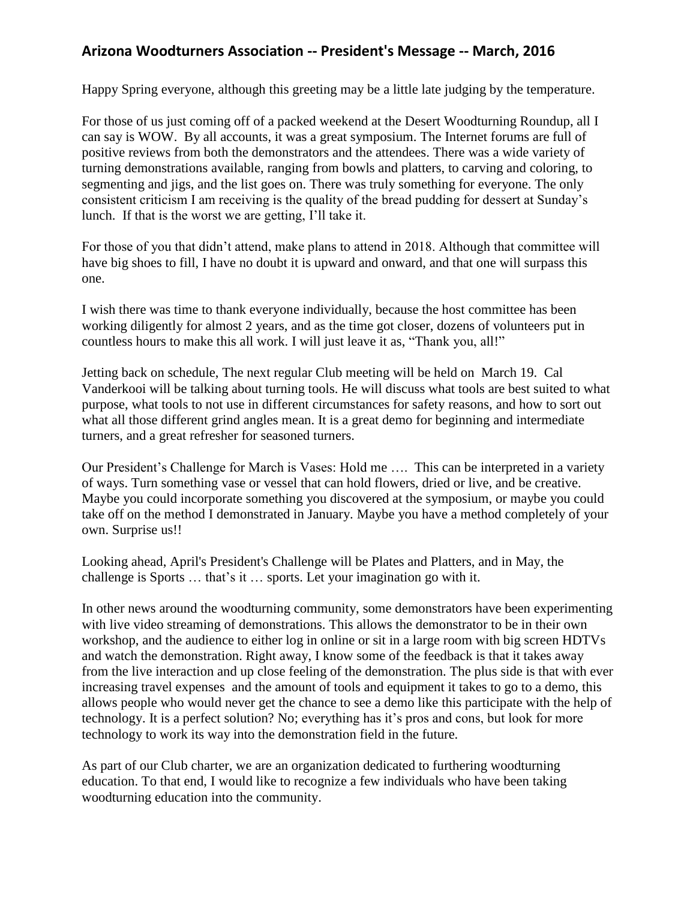## Arizona Woodturners Association -- President's Message -- March, 2016

Happy Spring everyone, although this greeting may be a little late judging by the temperature.

For those of us just coming off of a packed weekend at the Desert Woodturning Roundup, all I can say is WOW. By all accounts, it was a great symposium. The Internet forums are full of positive reviews from both the demonstrators and the attendees. There was a wide variety of turning demonstrations available, ranging from bowls and platters, to carving and coloring, to segmenting and jigs, and the list goes on. There was truly something for everyone. The only consistent criticism I am receiving is the quality of the bread pudding for dessert at Sunday's lunch. If that is the worst we are getting, I'll take it.

For those of you that didn't attend, make plans to attend in 2018. Although that committee will have big shoes to fill, I have no doubt it is upward and onward, and that one will surpass this one.

I wish there was time to thank everyone individually, because the host committee has been working diligently for almost 2 years, and as the time got closer, dozens of volunteers put in countless hours to make this all work. I will just leave it as, "Thank you, all!"

Jetting back on schedule, The next regular Club meeting will be held on March 19. Cal Vanderkooi will be talking about turning tools. He will discuss what tools are best suited to what purpose, what tools to not use in different circumstances for safety reasons, and how to sort out what all those different grind angles mean. It is a great demo for beginning and intermediate turners, and a great refresher for seasoned turners.

Our President's Challenge for March is Vases: Hold me …. This can be interpreted in a variety of ways. Turn something vase or vessel that can hold flowers, dried or live, and be creative. Maybe you could incorporate something you discovered at the symposium, or maybe you could take off on the method I demonstrated in January. Maybe you have a method completely of your own. Surprise us!!

Looking ahead, April's President's Challenge will be Plates and Platters, and in May, the challenge is Sports … that's it … sports. Let your imagination go with it.

In other news around the woodturning community, some demonstrators have been experimenting with live video streaming of demonstrations. This allows the demonstrator to be in their own workshop, and the audience to either log in online or sit in a large room with big screen HDTVs and watch the demonstration. Right away, I know some of the feedback is that it takes away from the live interaction and up close feeling of the demonstration. The plus side is that with ever increasing travel expenses and the amount of tools and equipment it takes to go to a demo, this allows people who would never get the chance to see a demo like this participate with the help of technology. It is a perfect solution? No; everything has it's pros and cons, but look for more technology to work its way into the demonstration field in the future.

As part of our Club charter, we are an organization dedicated to furthering woodturning education. To that end, I would like to recognize a few individuals who have been taking woodturning education into the community.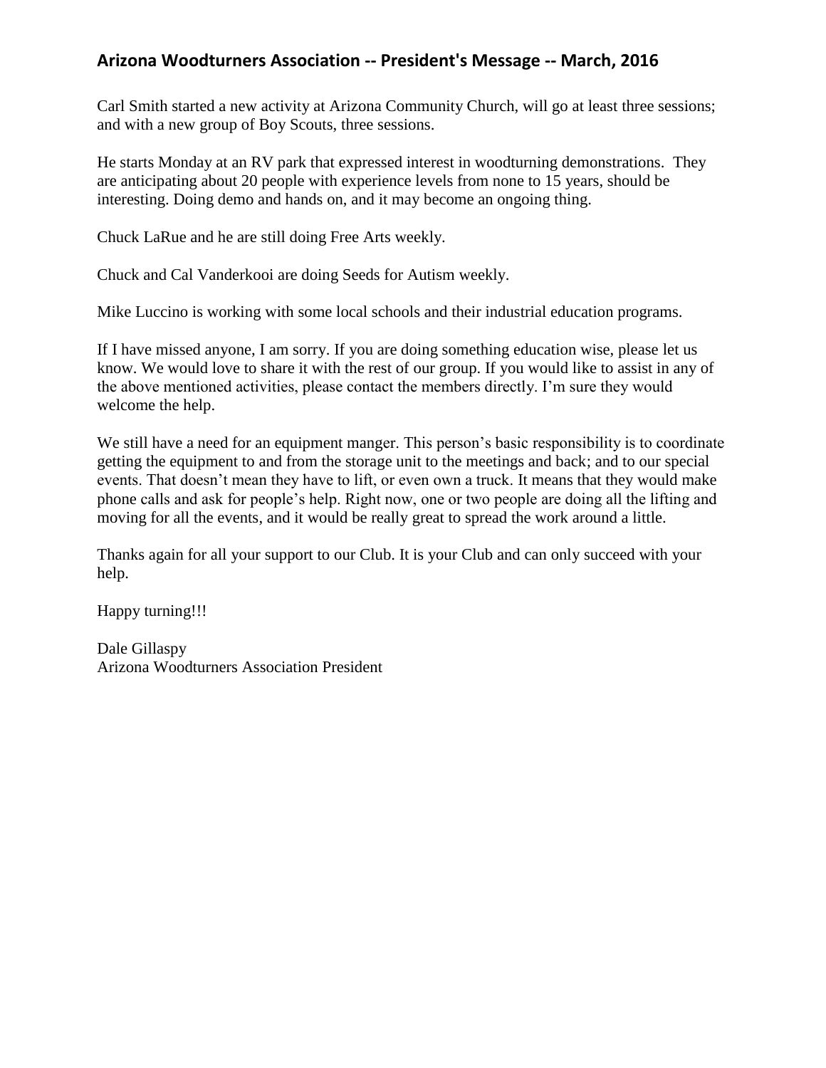## Arizona Woodturners Association -- President's Message -- March, 2016

Carl Smith started a new activity at Arizona Community Church, will go at least three sessions; and with a new group of Boy Scouts, three sessions.

He starts Monday at an RV park that expressed interest in woodturning demonstrations. They are anticipating about 20 people with experience levels from none to 15 years, should be interesting. Doing demo and hands on, and it may become an ongoing thing.

Chuck LaRue and he are still doing Free Arts weekly.

Chuck and Cal Vanderkooi are doing Seeds for Autism weekly.

Mike Luccino is working with some local schools and their industrial education programs.

If I have missed anyone, I am sorry. If you are doing something education wise, please let us know. We would love to share it with the rest of our group. If you would like to assist in any of the above mentioned activities, please contact the members directly. I'm sure they would welcome the help.

We still have a need for an equipment manger. This person's basic responsibility is to coordinate getting the equipment to and from the storage unit to the meetings and back; and to our special events. That doesn't mean they have to lift, or even own a truck. It means that they would make phone calls and ask for people's help. Right now, one or two people are doing all the lifting and moving for all the events, and it would be really great to spread the work around a little.

Thanks again for all your support to our Club. It is your Club and can only succeed with your help.

Happy turning!!!

Dale Gillaspy
Arizona Woodturners Association President